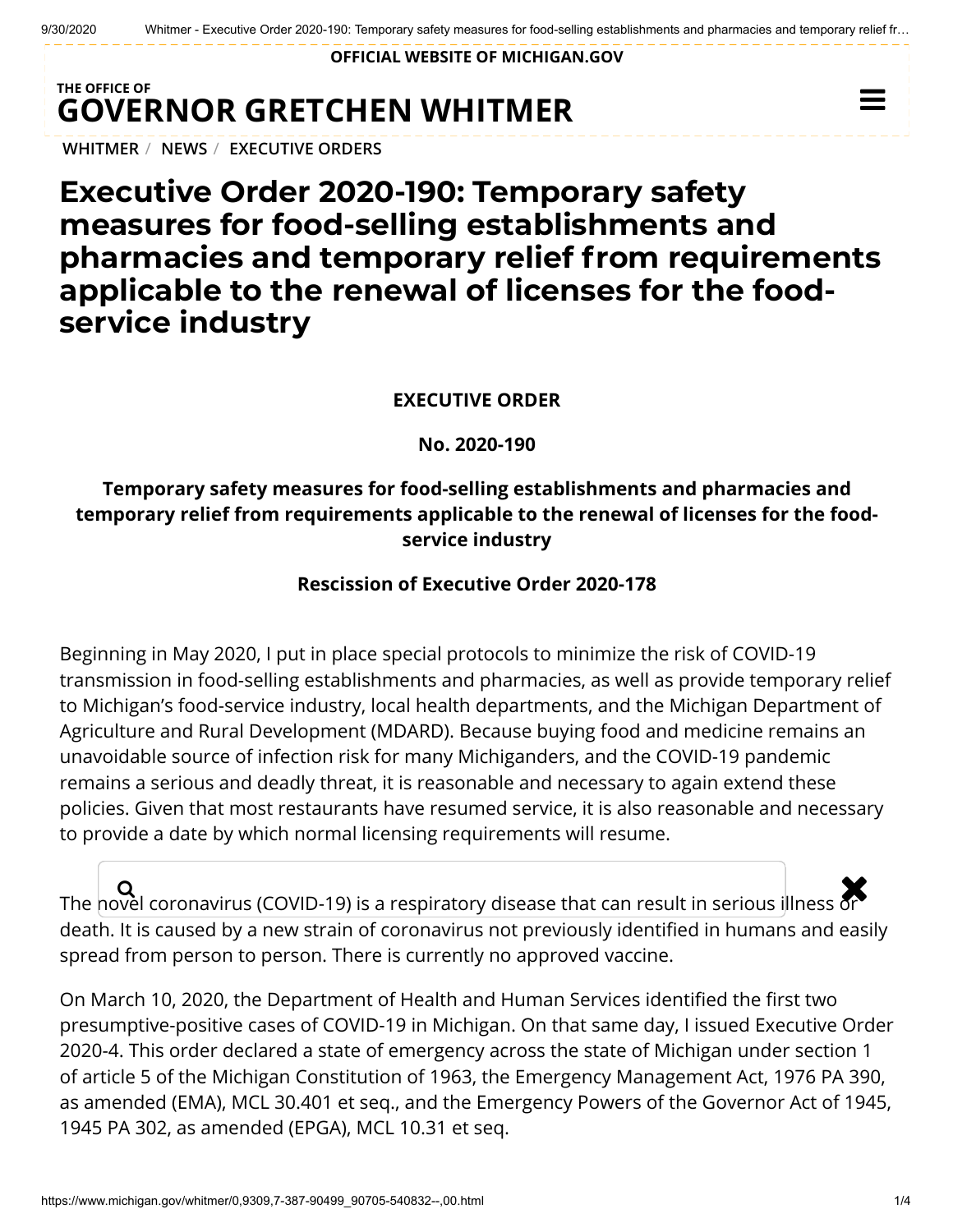OFFICIAL WEBSITE OF MICHIGAN.GOV

THE OFFICE OF
**GOVERNOR GRETCHEN WHITMER**

WHITMER / NEWS / EXECUTIVE ORDERS

# Executive Order 2020-190: Temporary safety measures for food-selling establishments and pharmacies and temporary relief from requirements applicable to the renewal of licenses for the food-service industry

**EXECUTIVE ORDER**

**No. 2020-190**

**Temporary safety measures for food-selling establishments and pharmacies and temporary relief from requirements applicable to the renewal of licenses for the food-service industry**

**Rescission of Executive Order 2020-178**

Beginning in May 2020, I put in place special protocols to minimize the risk of COVID-19 transmission in food-selling establishments and pharmacies, as well as provide temporary relief to Michigan's food-service industry, local health departments, and the Michigan Department of Agriculture and Rural Development (MDARD). Because buying food and medicine remains an unavoidable source of infection risk for many Michiganders, and the COVID-19 pandemic remains a serious and deadly threat, it is reasonable and necessary to again extend these policies. Given that most restaurants have resumed service, it is also reasonable and necessary to provide a date by which normal licensing requirements will resume.

The novel coronavirus (COVID-19) is a respiratory disease that can result in serious illness or death. It is caused by a new strain of coronavirus not previously identified in humans and easily spread from person to person. There is currently no approved vaccine.

On March 10, 2020, the Department of Health and Human Services identified the first two presumptive-positive cases of COVID-19 in Michigan. On that same day, I issued Executive Order 2020-4. This order declared a state of emergency across the state of Michigan under section 1 of article 5 of the Michigan Constitution of 1963, the Emergency Management Act, 1976 PA 390, as amended (EMA), MCL 30.401 et seq., and the Emergency Powers of the Governor Act of 1945, 1945 PA 302, as amended (EPGA), MCL 10.31 et seq.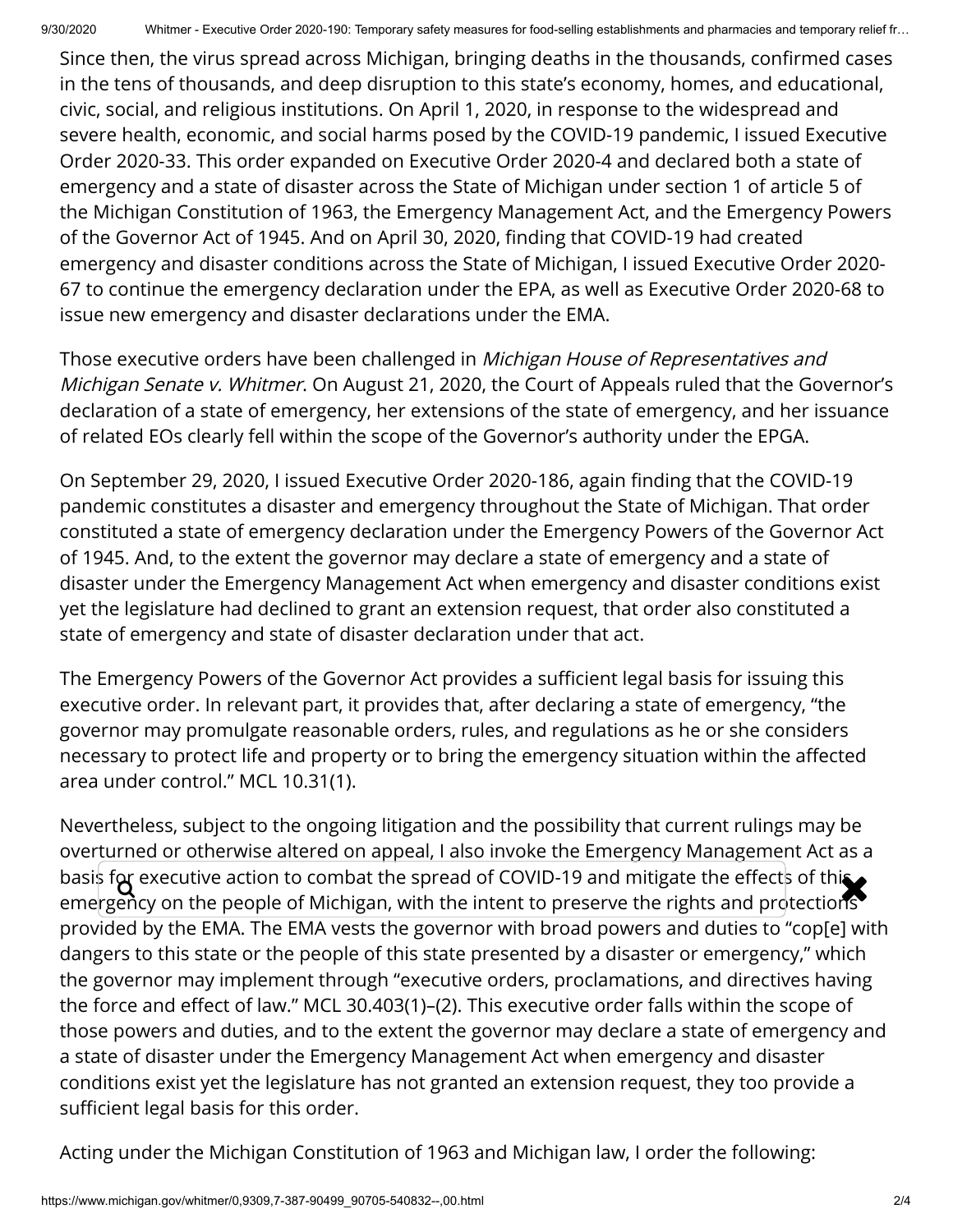Since then, the virus spread across Michigan, bringing deaths in the thousands, confirmed cases in the tens of thousands, and deep disruption to this state's economy, homes, and educational, civic, social, and religious institutions. On April 1, 2020, in response to the widespread and severe health, economic, and social harms posed by the COVID-19 pandemic, I issued Executive Order 2020-33. This order expanded on Executive Order 2020-4 and declared both a state of emergency and a state of disaster across the State of Michigan under section 1 of article 5 of the Michigan Constitution of 1963, the Emergency Management Act, and the Emergency Powers of the Governor Act of 1945. And on April 30, 2020, finding that COVID-19 had created emergency and disaster conditions across the State of Michigan, I issued Executive Order 2020-67 to continue the emergency declaration under the EPA, as well as Executive Order 2020-68 to issue new emergency and disaster declarations under the EMA.

Those executive orders have been challenged in *Michigan House of Representatives and Michigan Senate v. Whitmer*. On August 21, 2020, the Court of Appeals ruled that the Governor's declaration of a state of emergency, her extensions of the state of emergency, and her issuance of related EOs clearly fell within the scope of the Governor's authority under the EPGA.

On September 29, 2020, I issued Executive Order 2020-186, again finding that the COVID-19 pandemic constitutes a disaster and emergency throughout the State of Michigan. That order constituted a state of emergency declaration under the Emergency Powers of the Governor Act of 1945. And, to the extent the governor may declare a state of emergency and a state of disaster under the Emergency Management Act when emergency and disaster conditions exist yet the legislature had declined to grant an extension request, that order also constituted a state of emergency and state of disaster declaration under that act.

The Emergency Powers of the Governor Act provides a sufficient legal basis for issuing this executive order. In relevant part, it provides that, after declaring a state of emergency, "the governor may promulgate reasonable orders, rules, and regulations as he or she considers necessary to protect life and property or to bring the emergency situation within the affected area under control." MCL 10.31(1).

Nevertheless, subject to the ongoing litigation and the possibility that current rulings may be overturned or otherwise altered on appeal, I also invoke the Emergency Management Act as a basis for executive action to combat the spread of COVID-19 and mitigate the effects of this emergency on the people of Michigan, with the intent to preserve the rights and protections provided by the EMA. The EMA vests the governor with broad powers and duties to "cop[e] with dangers to this state or the people of this state presented by a disaster or emergency," which the governor may implement through "executive orders, proclamations, and directives having the force and effect of law." MCL 30.403(1)–(2). This executive order falls within the scope of those powers and duties, and to the extent the governor may declare a state of emergency and a state of disaster under the Emergency Management Act when emergency and disaster conditions exist yet the legislature has not granted an extension request, they too provide a sufficient legal basis for this order.

Acting under the Michigan Constitution of 1963 and Michigan law, I order the following: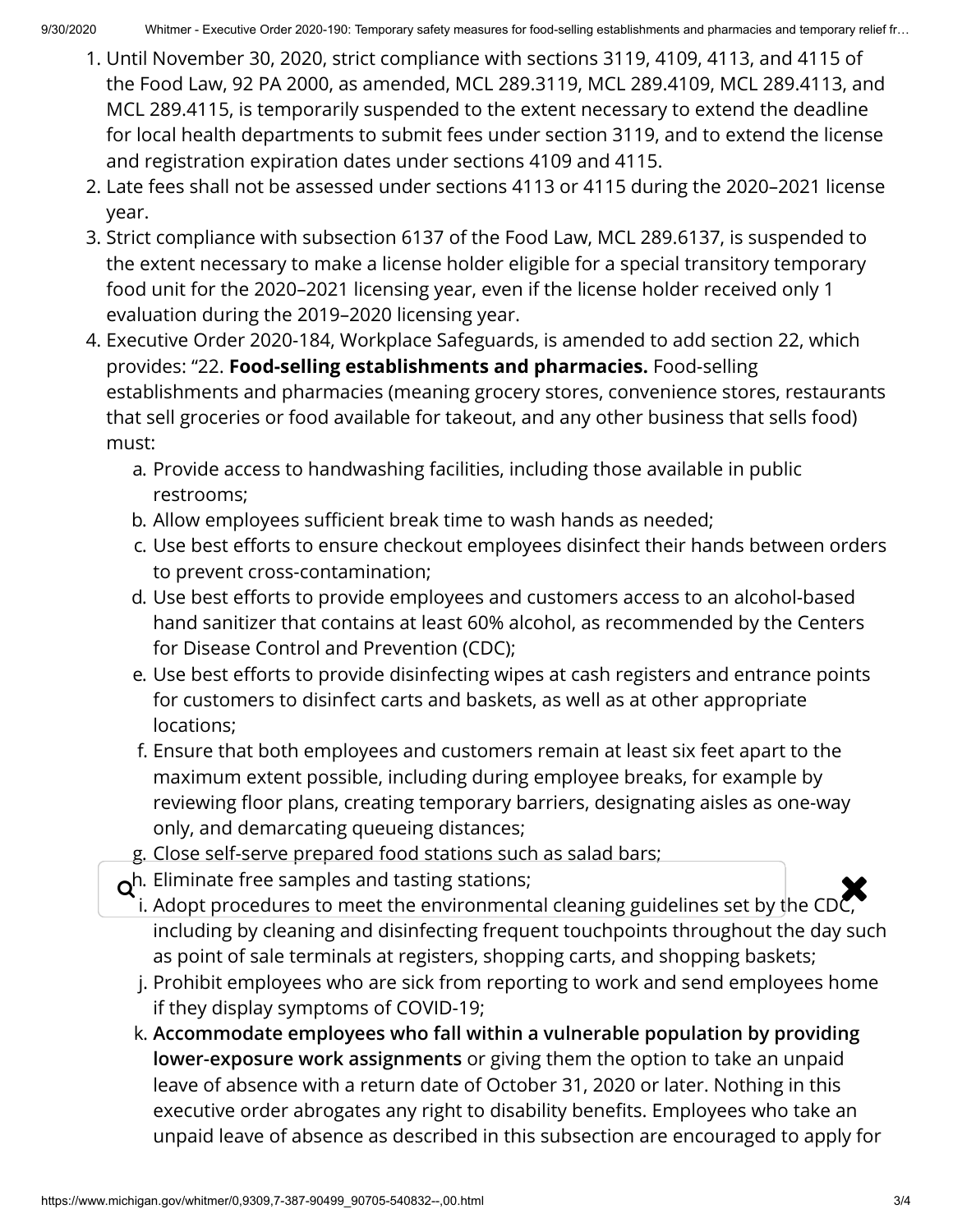1. Until November 30, 2020, strict compliance with sections 3119, 4109, 4113, and 4115 of the Food Law, 92 PA 2000, as amended, MCL 289.3119, MCL 289.4109, MCL 289.4113, and MCL 289.4115, is temporarily suspended to the extent necessary to extend the deadline for local health departments to submit fees under section 3119, and to extend the license and registration expiration dates under sections 4109 and 4115.
2. Late fees shall not be assessed under sections 4113 or 4115 during the 2020–2021 license year.
3. Strict compliance with subsection 6137 of the Food Law, MCL 289.6137, is suspended to the extent necessary to make a license holder eligible for a special transitory temporary food unit for the 2020–2021 licensing year, even if the license holder received only 1 evaluation during the 2019–2020 licensing year.
4. Executive Order 2020-184, Workplace Safeguards, is amended to add section 22, which provides: "22. **Food-selling establishments and pharmacies.** Food-selling establishments and pharmacies (meaning grocery stores, convenience stores, restaurants that sell groceries or food available for takeout, and any other business that sells food) must:
   a. Provide access to handwashing facilities, including those available in public restrooms;
   b. Allow employees sufficient break time to wash hands as needed;
   c. Use best efforts to ensure checkout employees disinfect their hands between orders to prevent cross-contamination;
   d. Use best efforts to provide employees and customers access to an alcohol-based hand sanitizer that contains at least 60% alcohol, as recommended by the Centers for Disease Control and Prevention (CDC);
   e. Use best efforts to provide disinfecting wipes at cash registers and entrance points for customers to disinfect carts and baskets, as well as at other appropriate locations;
   f. Ensure that both employees and customers remain at least six feet apart to the maximum extent possible, including during employee breaks, for example by reviewing floor plans, creating temporary barriers, designating aisles as one-way only, and demarcating queueing distances;
   g. Close self-serve prepared food stations such as salad bars;
   h. Eliminate free samples and tasting stations;
   i. Adopt procedures to meet the environmental cleaning guidelines set by the CDC, including by cleaning and disinfecting frequent touchpoints throughout the day such as point of sale terminals at registers, shopping carts, and shopping baskets;
   j. Prohibit employees who are sick from reporting to work and send employees home if they display symptoms of COVID-19;
   k. **Accommodate employees who fall within a vulnerable population by providing lower-exposure work assignments** or giving them the option to take an unpaid leave of absence with a return date of October 31, 2020 or later. Nothing in this executive order abrogates any right to disability benefits. Employees who take an unpaid leave of absence as described in this subsection are encouraged to apply for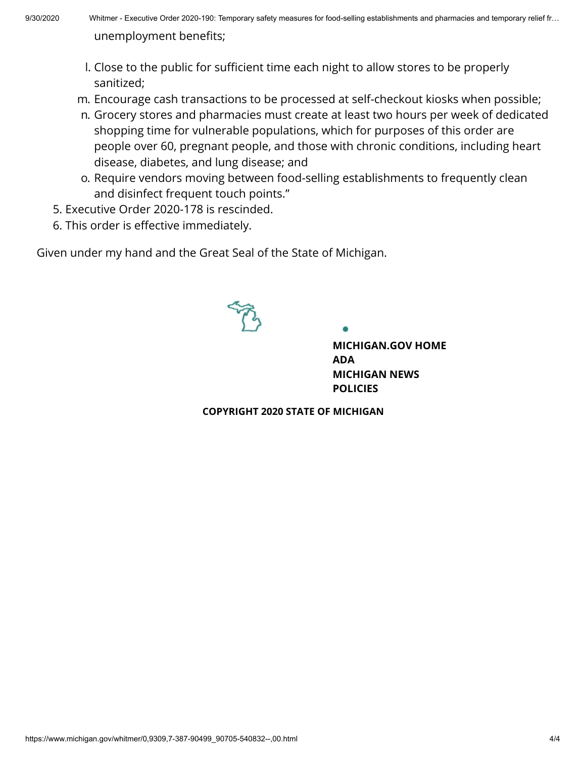unemployment benefits;

l. Close to the public for sufficient time each night to allow stores to be properly sanitized;
m. Encourage cash transactions to be processed at self-checkout kiosks when possible;
n. Grocery stores and pharmacies must create at least two hours per week of dedicated shopping time for vulnerable populations, which for purposes of this order are people over 60, pregnant people, and those with chronic conditions, including heart disease, diabetes, and lung disease; and
o. Require vendors moving between food-selling establishments to frequently clean and disinfect frequent touch points."

5. Executive Order 2020-178 is rescinded.
6. This order is effective immediately.

Given under my hand and the Great Seal of the State of Michigan.

**MICHIGAN.GOV HOME**
**ADA**
**MICHIGAN NEWS**
**POLICIES**

**COPYRIGHT 2020 STATE OF MICHIGAN**